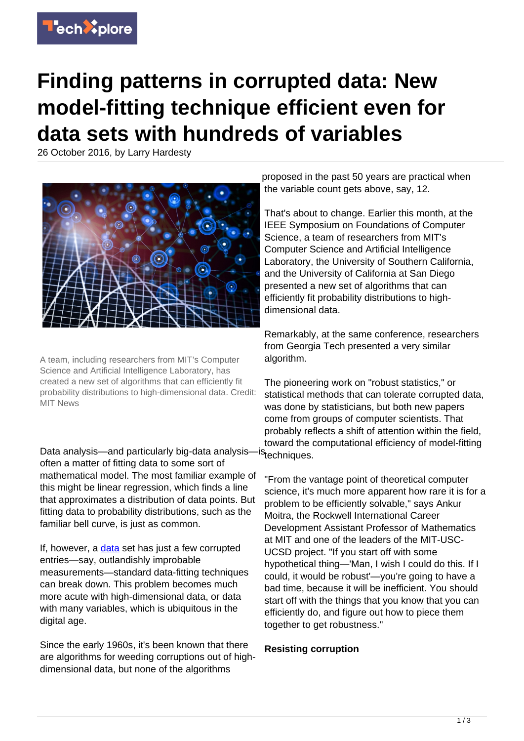# Finding patterns in corrupted data: New model-fitting technique efficient even for data sets with hundreds of variables

26 October 2016, by Larry Hardesty

A team, including researchers from MIT's Computer Science and Artificial Intelligence Laboratory, has created a new set of algorithms that can efficiently fit probability distributions to high-dimensional data. Credit: MIT News

Data analysis—and particularly big-data analysis—is often a matter of fitting data to some sort of mathematical model. The most familiar example of this might be linear regression, which finds a line that approximates a distribution of data points. But fitting data to probability distributions, such as the familiar bell curve, is just as common.

If, however, a data set has just a few corrupted entries—say, outlandishly improbable measurements—standard data-fitting techniques can break down. This problem becomes much more acute with high-dimensional data, or data with many variables, which is ubiquitous in the digital age.

Since the early 1960s, it's been known that there are algorithms for weeding corruptions out of high-dimensional data, but none of the algorithms proposed in the past 50 years are practical when the variable count gets above, say, 12.

That's about to change. Earlier this month, at the IEEE Symposium on Foundations of Computer Science, a team of researchers from MIT's Computer Science and Artificial Intelligence Laboratory, the University of Southern California, and the University of California at San Diego presented a new set of algorithms that can efficiently fit probability distributions to high-dimensional data.

Remarkably, at the same conference, researchers from Georgia Tech presented a very similar algorithm.

The pioneering work on "robust statistics," or statistical methods that can tolerate corrupted data, was done by statisticians, but both new papers come from groups of computer scientists. That probably reflects a shift of attention within the field, toward the computational efficiency of model-fitting techniques.

"From the vantage point of theoretical computer science, it's much more apparent how rare it is for a problem to be efficiently solvable," says Ankur Moitra, the Rockwell International Career Development Assistant Professor of Mathematics at MIT and one of the leaders of the MIT-USC-UCSD project. "If you start off with some hypothetical thing—'Man, I wish I could do this. If I could, it would be robust'—you're going to have a bad time, because it will be inefficient. You should start off with the things that you know that you can efficiently do, and figure out how to piece them together to get robustness."

## Resisting corruption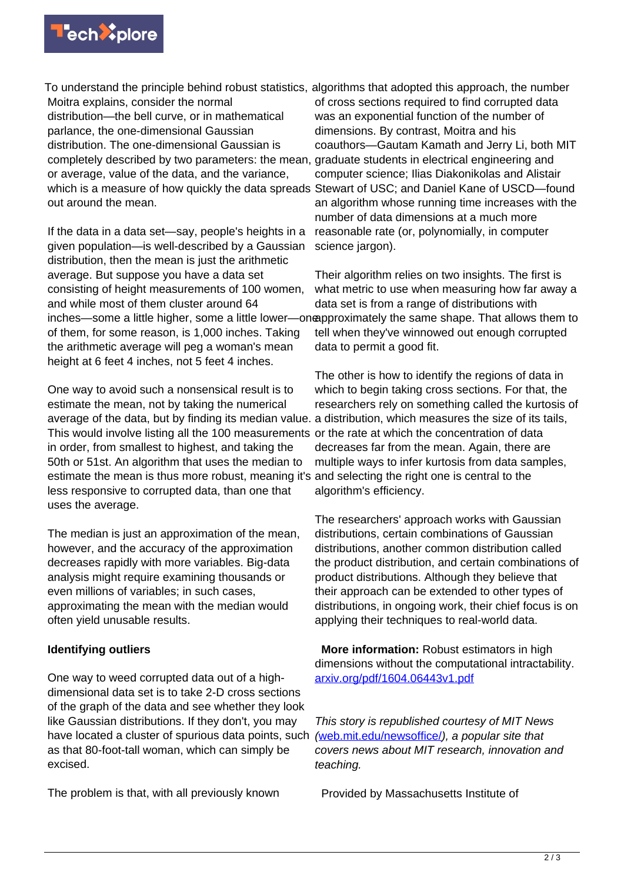To understand the principle behind robust statistics, Moitra explains, consider the normal distribution—the bell curve, or in mathematical parlance, the one-dimensional Gaussian distribution. The one-dimensional Gaussian is completely described by two parameters: the mean, or average, value of the data, and the variance, which is a measure of how quickly the data spreads out around the mean.

If the data in a data set—say, people's heights in a given population—is well-described by a Gaussian distribution, then the mean is just the arithmetic average. But suppose you have a data set consisting of height measurements of 100 women, and while most of them cluster around 64 inches—some a little higher, some a little lower—one of them, for some reason, is 1,000 inches. Taking the arithmetic average will peg a woman's mean height at 6 feet 4 inches, not 5 feet 4 inches.

One way to avoid such a nonsensical result is to estimate the mean, not by taking the numerical average of the data, but by finding its median value. This would involve listing all the 100 measurements in order, from smallest to highest, and taking the 50th or 51st. An algorithm that uses the median to estimate the mean is thus more robust, meaning it's less responsive to corrupted data, than one that uses the average.

The median is just an approximation of the mean, however, and the accuracy of the approximation decreases rapidly with more variables. Big-data analysis might require examining thousands or even millions of variables; in such cases, approximating the mean with the median would often yield unusable results.

## Identifying outliers

One way to weed corrupted data out of a high-dimensional data set is to take 2-D cross sections of the graph of the data and see whether they look like Gaussian distributions. If they don't, you may have located a cluster of spurious data points, such as that 80-foot-tall woman, which can simply be excised.

The problem is that, with all previously known algorithms that adopted this approach, the number of cross sections required to find corrupted data was an exponential function of the number of dimensions. By contrast, Moitra and his coauthors—Gautam Kamath and Jerry Li, both MIT graduate students in electrical engineering and computer science; Ilias Diakonikolas and Alistair Stewart of USC; and Daniel Kane of USCD—found an algorithm whose running time increases with the number of data dimensions at a much more reasonable rate (or, polynomially, in computer science jargon).

Their algorithm relies on two insights. The first is what metric to use when measuring how far away a data set is from a range of distributions with approximately the same shape. That allows them to tell when they've winnowed out enough corrupted data to permit a good fit.

The other is how to identify the regions of data in which to begin taking cross sections. For that, the researchers rely on something called the kurtosis of a distribution, which measures the size of its tails, or the rate at which the concentration of data decreases far from the mean. Again, there are multiple ways to infer kurtosis from data samples, and selecting the right one is central to the algorithm's efficiency.

The researchers' approach works with Gaussian distributions, certain combinations of Gaussian distributions, another common distribution called the product distribution, and certain combinations of product distributions. Although they believe that their approach can be extended to other types of distributions, in ongoing work, their chief focus is on applying their techniques to real-world data.

**More information:** Robust estimators in high dimensions without the computational intractability. arxiv.org/pdf/1604.06443v1.pdf

*This story is republished courtesy of MIT News (web.mit.edu/newsoffice/), a popular site that covers news about MIT research, innovation and teaching.*

Provided by Massachusetts Institute of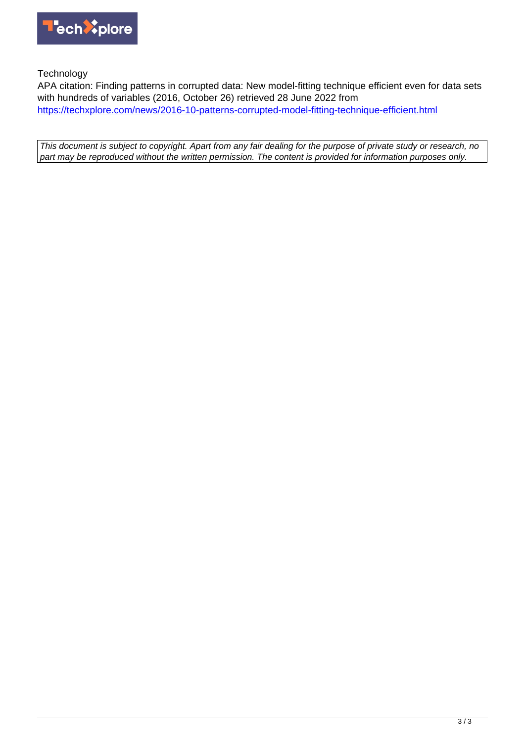Technology

APA citation: Finding patterns in corrupted data: New model-fitting technique efficient even for data sets with hundreds of variables (2016, October 26) retrieved 28 June 2022 from https://techxplore.com/news/2016-10-patterns-corrupted-model-fitting-technique-efficient.html

*This document is subject to copyright. Apart from any fair dealing for the purpose of private study or research, no part may be reproduced without the written permission. The content is provided for information purposes only.*